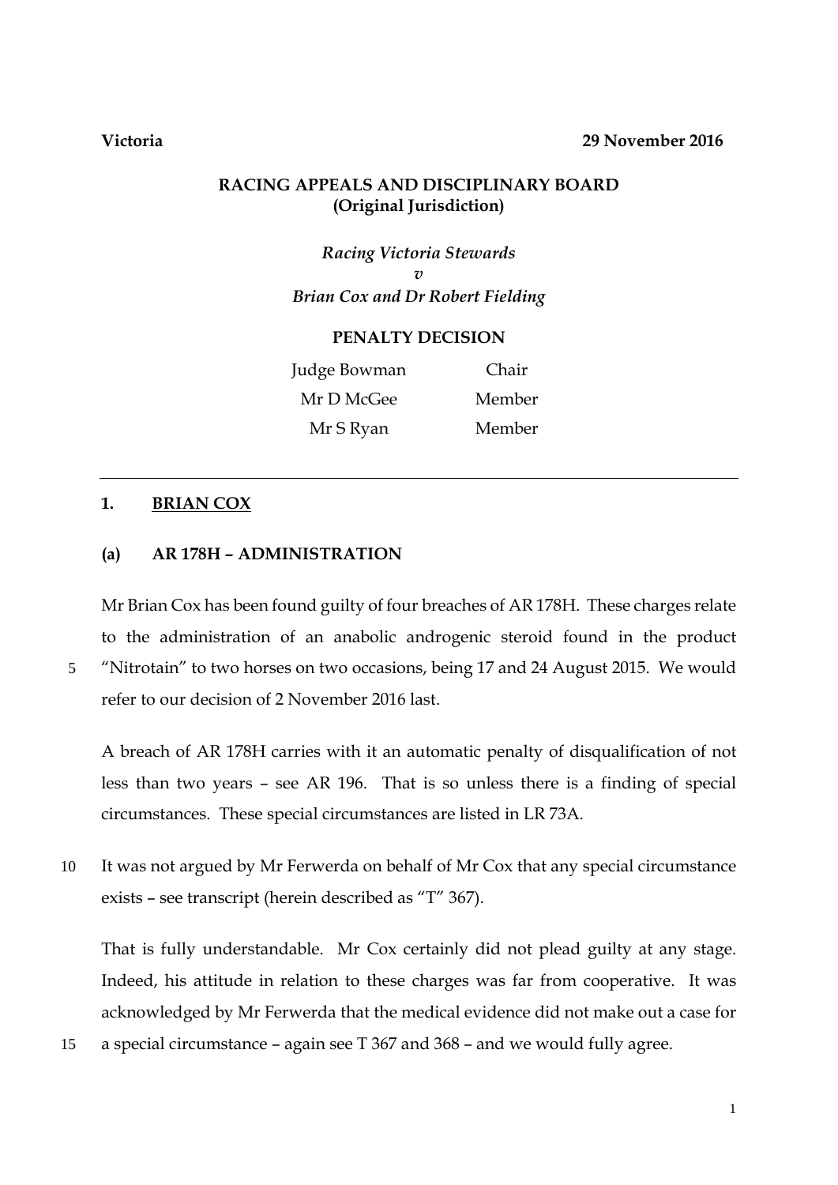**Victoria** **29 November 2016**

**RACING APPEALS AND DISCIPLINARY BOARD**
**(Original Jurisdiction)**

*Racing Victoria Stewards*
*v*
*Brian Cox and Dr Robert Fielding*

**PENALTY DECISION**

| | |
|---|---|
| Judge Bowman | Chair |
| Mr D McGee | Member |
| Mr S Ryan | Member |

---

## 1. BRIAN COX

### (a) AR 178H – ADMINISTRATION

Mr Brian Cox has been found guilty of four breaches of AR 178H. These charges relate to the administration of an anabolic androgenic steroid found in the product "Nitrotain" to two horses on two occasions, being 17 and 24 August 2015. We would refer to our decision of 2 November 2016 last.

A breach of AR 178H carries with it an automatic penalty of disqualification of not less than two years – see AR 196. That is so unless there is a finding of special circumstances. These special circumstances are listed in LR 73A.

It was not argued by Mr Ferwerda on behalf of Mr Cox that any special circumstance exists – see transcript (herein described as "T" 367).

That is fully understandable. Mr Cox certainly did not plead guilty at any stage. Indeed, his attitude in relation to these charges was far from cooperative. It was acknowledged by Mr Ferwerda that the medical evidence did not make out a case for a special circumstance – again see T 367 and 368 – and we would fully agree.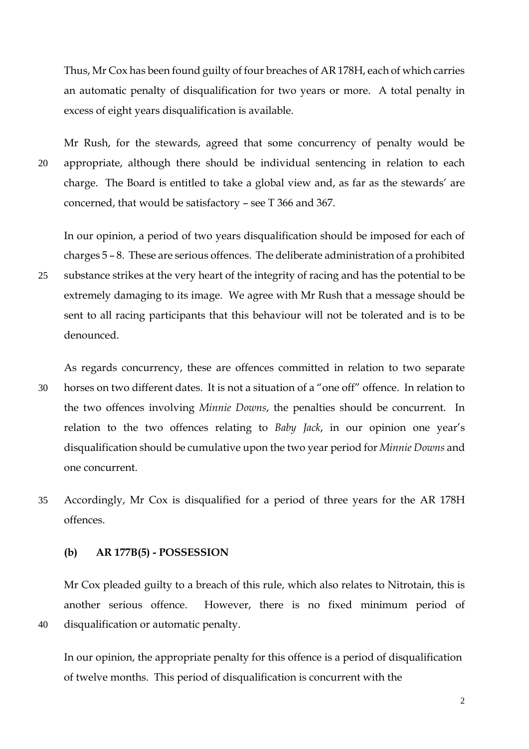Thus, Mr Cox has been found guilty of four breaches of AR 178H, each of which carries an automatic penalty of disqualification for two years or more. A total penalty in excess of eight years disqualification is available.

Mr Rush, for the stewards, agreed that some concurrency of penalty would be appropriate, although there should be individual sentencing in relation to each charge. The Board is entitled to take a global view and, as far as the stewards' are concerned, that would be satisfactory – see T 366 and 367.

In our opinion, a period of two years disqualification should be imposed for each of charges 5 – 8. These are serious offences. The deliberate administration of a prohibited substance strikes at the very heart of the integrity of racing and has the potential to be extremely damaging to its image. We agree with Mr Rush that a message should be sent to all racing participants that this behaviour will not be tolerated and is to be denounced.

As regards concurrency, these are offences committed in relation to two separate horses on two different dates. It is not a situation of a "one off" offence. In relation to the two offences involving *Minnie Downs*, the penalties should be concurrent. In relation to the two offences relating to *Baby Jack*, in our opinion one year's disqualification should be cumulative upon the two year period for *Minnie Downs* and one concurrent.

Accordingly, Mr Cox is disqualified for a period of three years for the AR 178H offences.

**(b) AR 177B(5) - POSSESSION**

Mr Cox pleaded guilty to a breach of this rule, which also relates to Nitrotain, this is another serious offence. However, there is no fixed minimum period of disqualification or automatic penalty.

In our opinion, the appropriate penalty for this offence is a period of disqualification of twelve months. This period of disqualification is concurrent with the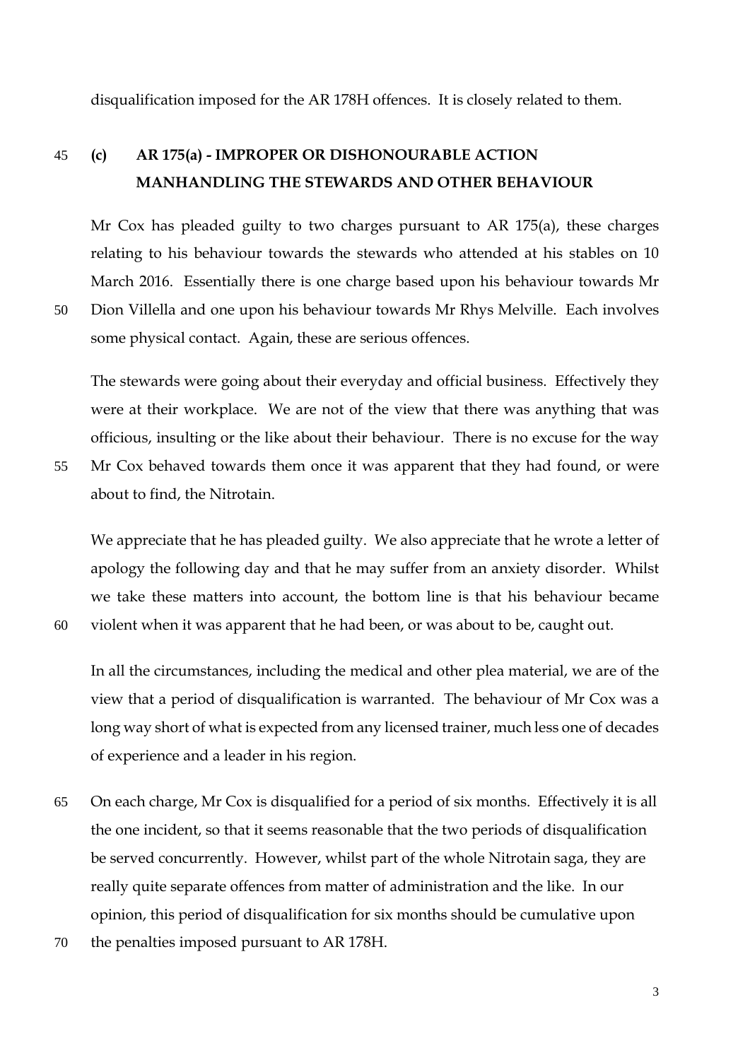disqualification imposed for the AR 178H offences. It is closely related to them.

### (c) AR 175(a) - IMPROPER OR DISHONOURABLE ACTION MANHANDLING THE STEWARDS AND OTHER BEHAVIOUR

Mr Cox has pleaded guilty to two charges pursuant to AR 175(a), these charges relating to his behaviour towards the stewards who attended at his stables on 10 March 2016. Essentially there is one charge based upon his behaviour towards Mr Dion Villella and one upon his behaviour towards Mr Rhys Melville. Each involves some physical contact. Again, these are serious offences.

The stewards were going about their everyday and official business. Effectively they were at their workplace. We are not of the view that there was anything that was officious, insulting or the like about their behaviour. There is no excuse for the way Mr Cox behaved towards them once it was apparent that they had found, or were about to find, the Nitrotain.

We appreciate that he has pleaded guilty. We also appreciate that he wrote a letter of apology the following day and that he may suffer from an anxiety disorder. Whilst we take these matters into account, the bottom line is that his behaviour became violent when it was apparent that he had been, or was about to be, caught out.

In all the circumstances, including the medical and other plea material, we are of the view that a period of disqualification is warranted. The behaviour of Mr Cox was a long way short of what is expected from any licensed trainer, much less one of decades of experience and a leader in his region.

On each charge, Mr Cox is disqualified for a period of six months. Effectively it is all the one incident, so that it seems reasonable that the two periods of disqualification be served concurrently. However, whilst part of the whole Nitrotain saga, they are really quite separate offences from matter of administration and the like. In our opinion, this period of disqualification for six months should be cumulative upon the penalties imposed pursuant to AR 178H.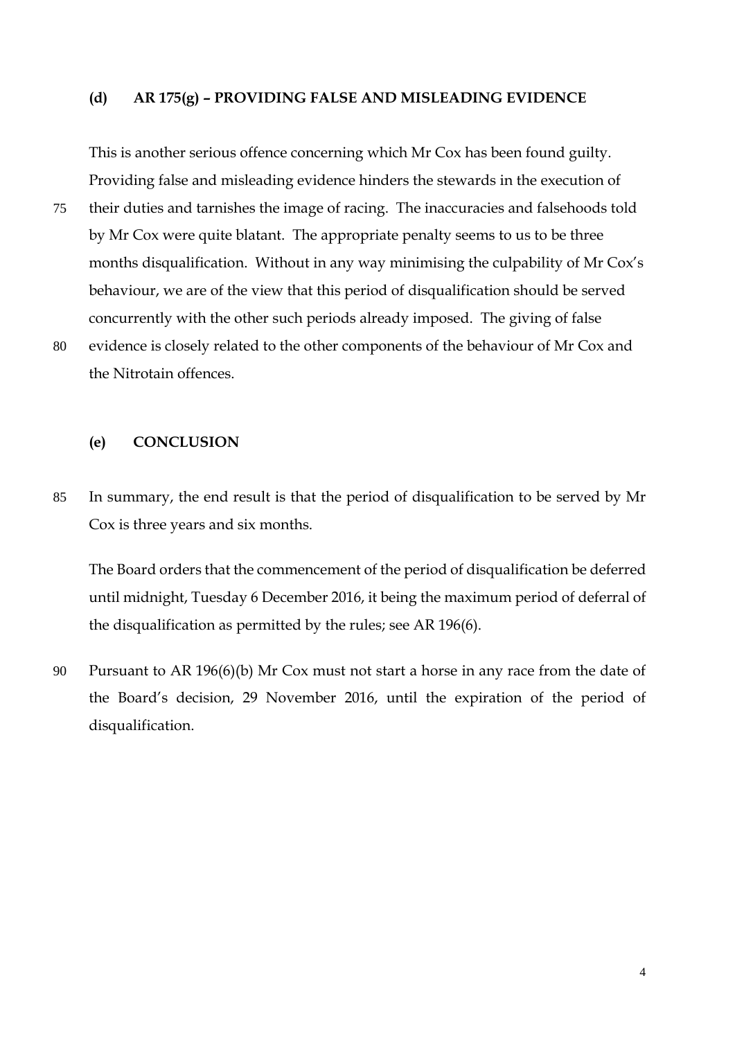### (d) AR 175(g) – PROVIDING FALSE AND MISLEADING EVIDENCE

This is another serious offence concerning which Mr Cox has been found guilty. Providing false and misleading evidence hinders the stewards in the execution of their duties and tarnishes the image of racing. The inaccuracies and falsehoods told by Mr Cox were quite blatant. The appropriate penalty seems to us to be three months disqualification. Without in any way minimising the culpability of Mr Cox's behaviour, we are of the view that this period of disqualification should be served concurrently with the other such periods already imposed. The giving of false evidence is closely related to the other components of the behaviour of Mr Cox and the Nitrotain offences.

### (e) CONCLUSION

In summary, the end result is that the period of disqualification to be served by Mr Cox is three years and six months.

The Board orders that the commencement of the period of disqualification be deferred until midnight, Tuesday 6 December 2016, it being the maximum period of deferral of the disqualification as permitted by the rules; see AR 196(6).

Pursuant to AR 196(6)(b) Mr Cox must not start a horse in any race from the date of the Board's decision, 29 November 2016, until the expiration of the period of disqualification.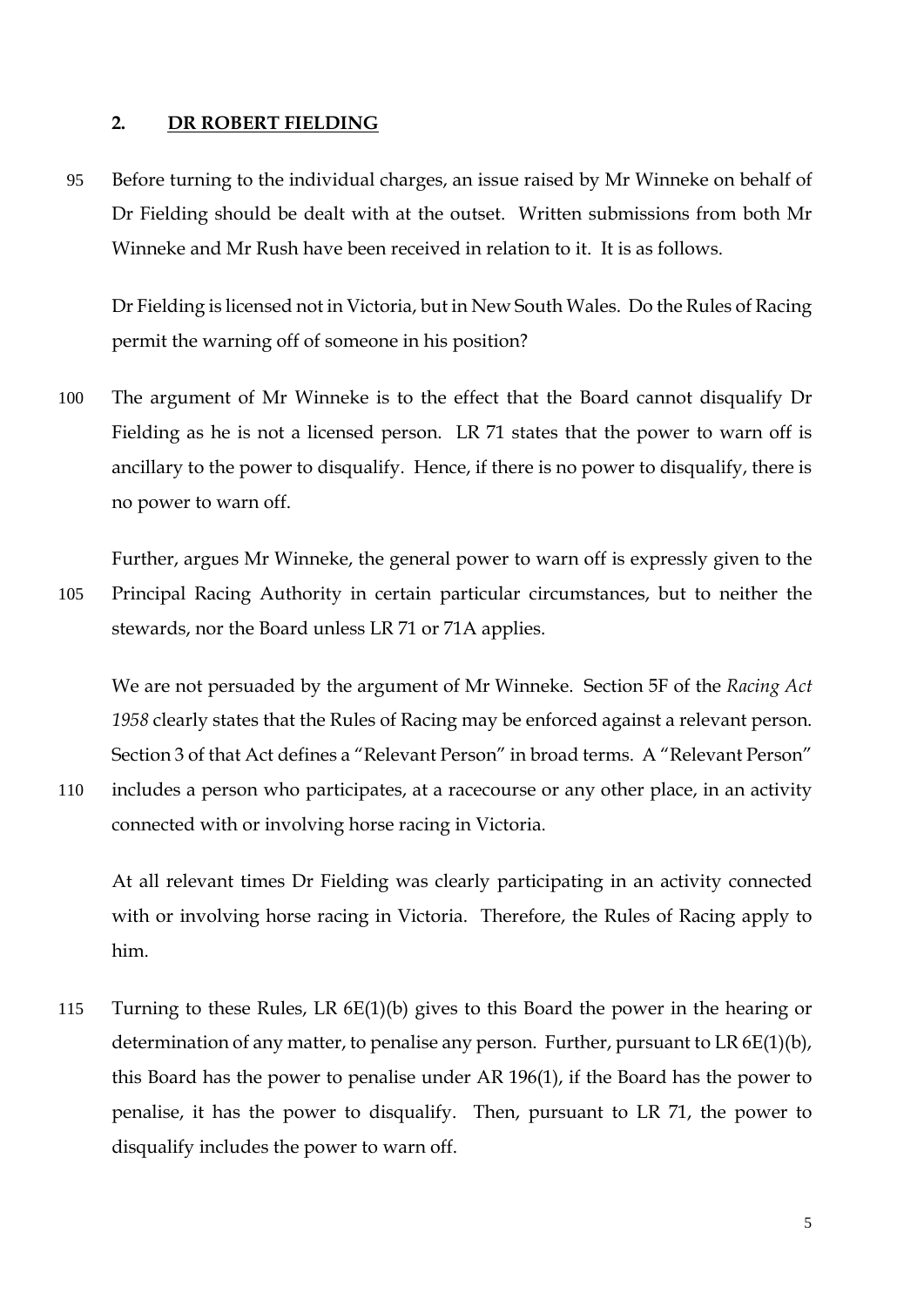## 2. <u>DR ROBERT FIELDING</u>

Before turning to the individual charges, an issue raised by Mr Winneke on behalf of Dr Fielding should be dealt with at the outset. Written submissions from both Mr Winneke and Mr Rush have been received in relation to it. It is as follows.

Dr Fielding is licensed not in Victoria, but in New South Wales. Do the Rules of Racing permit the warning off of someone in his position?

The argument of Mr Winneke is to the effect that the Board cannot disqualify Dr Fielding as he is not a licensed person. LR 71 states that the power to warn off is ancillary to the power to disqualify. Hence, if there is no power to disqualify, there is no power to warn off.

Further, argues Mr Winneke, the general power to warn off is expressly given to the Principal Racing Authority in certain particular circumstances, but to neither the stewards, nor the Board unless LR 71 or 71A applies.

We are not persuaded by the argument of Mr Winneke. Section 5F of the *Racing Act 1958* clearly states that the Rules of Racing may be enforced against a relevant person. Section 3 of that Act defines a "Relevant Person" in broad terms. A "Relevant Person" includes a person who participates, at a racecourse or any other place, in an activity connected with or involving horse racing in Victoria.

At all relevant times Dr Fielding was clearly participating in an activity connected with or involving horse racing in Victoria. Therefore, the Rules of Racing apply to him.

Turning to these Rules, LR 6E(1)(b) gives to this Board the power in the hearing or determination of any matter, to penalise any person. Further, pursuant to LR 6E(1)(b), this Board has the power to penalise under AR 196(1), if the Board has the power to penalise, it has the power to disqualify. Then, pursuant to LR 71, the power to disqualify includes the power to warn off.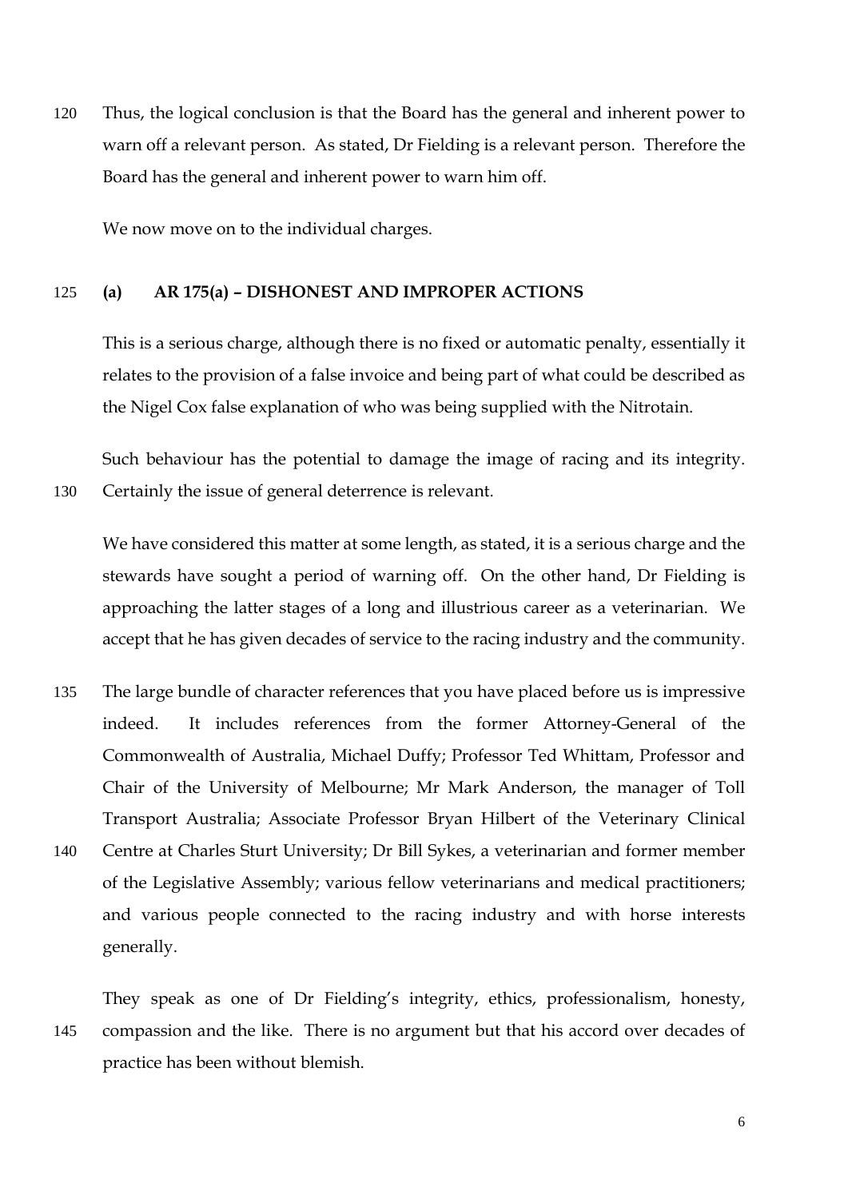Thus, the logical conclusion is that the Board has the general and inherent power to warn off a relevant person. As stated, Dr Fielding is a relevant person. Therefore the Board has the general and inherent power to warn him off.

We now move on to the individual charges.

**(a) AR 175(a) – DISHONEST AND IMPROPER ACTIONS**

This is a serious charge, although there is no fixed or automatic penalty, essentially it relates to the provision of a false invoice and being part of what could be described as the Nigel Cox false explanation of who was being supplied with the Nitrotain.

Such behaviour has the potential to damage the image of racing and its integrity. Certainly the issue of general deterrence is relevant.

We have considered this matter at some length, as stated, it is a serious charge and the stewards have sought a period of warning off. On the other hand, Dr Fielding is approaching the latter stages of a long and illustrious career as a veterinarian. We accept that he has given decades of service to the racing industry and the community.

The large bundle of character references that you have placed before us is impressive indeed. It includes references from the former Attorney-General of the Commonwealth of Australia, Michael Duffy; Professor Ted Whittam, Professor and Chair of the University of Melbourne; Mr Mark Anderson, the manager of Toll Transport Australia; Associate Professor Bryan Hilbert of the Veterinary Clinical Centre at Charles Sturt University; Dr Bill Sykes, a veterinarian and former member of the Legislative Assembly; various fellow veterinarians and medical practitioners; and various people connected to the racing industry and with horse interests generally.

They speak as one of Dr Fielding's integrity, ethics, professionalism, honesty, compassion and the like. There is no argument but that his accord over decades of practice has been without blemish.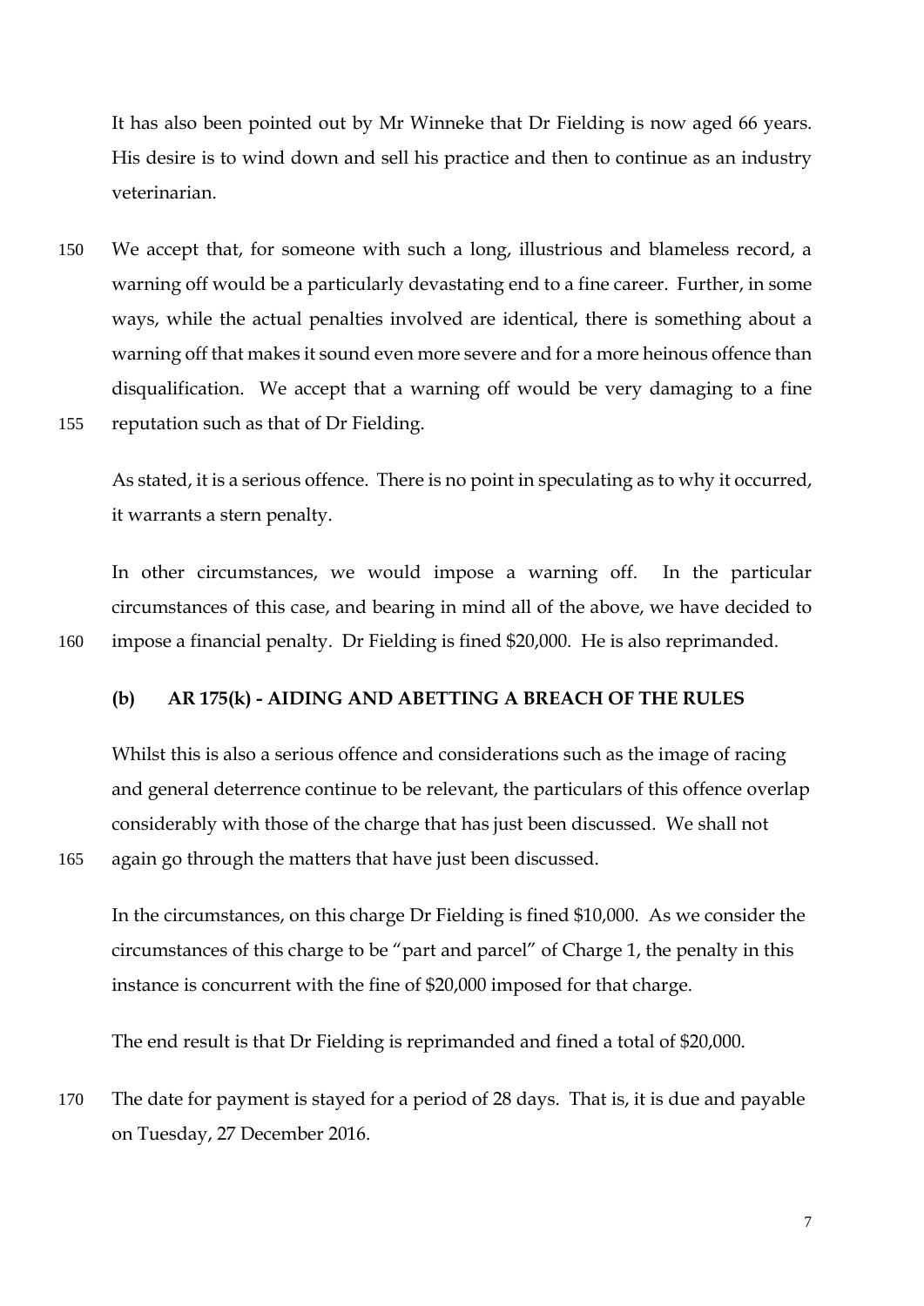It has also been pointed out by Mr Winneke that Dr Fielding is now aged 66 years. His desire is to wind down and sell his practice and then to continue as an industry veterinarian.

We accept that, for someone with such a long, illustrious and blameless record, a warning off would be a particularly devastating end to a fine career. Further, in some ways, while the actual penalties involved are identical, there is something about a warning off that makes it sound even more severe and for a more heinous offence than disqualification. We accept that a warning off would be very damaging to a fine reputation such as that of Dr Fielding.

As stated, it is a serious offence. There is no point in speculating as to why it occurred, it warrants a stern penalty.

In other circumstances, we would impose a warning off. In the particular circumstances of this case, and bearing in mind all of the above, we have decided to impose a financial penalty. Dr Fielding is fined $20,000. He is also reprimanded.

**(b) AR 175(k) - AIDING AND ABETTING A BREACH OF THE RULES**

Whilst this is also a serious offence and considerations such as the image of racing and general deterrence continue to be relevant, the particulars of this offence overlap considerably with those of the charge that has just been discussed. We shall not again go through the matters that have just been discussed.

In the circumstances, on this charge Dr Fielding is fined $10,000. As we consider the circumstances of this charge to be "part and parcel" of Charge 1, the penalty in this instance is concurrent with the fine of $20,000 imposed for that charge.

The end result is that Dr Fielding is reprimanded and fined a total of $20,000.

The date for payment is stayed for a period of 28 days. That is, it is due and payable on Tuesday, 27 December 2016.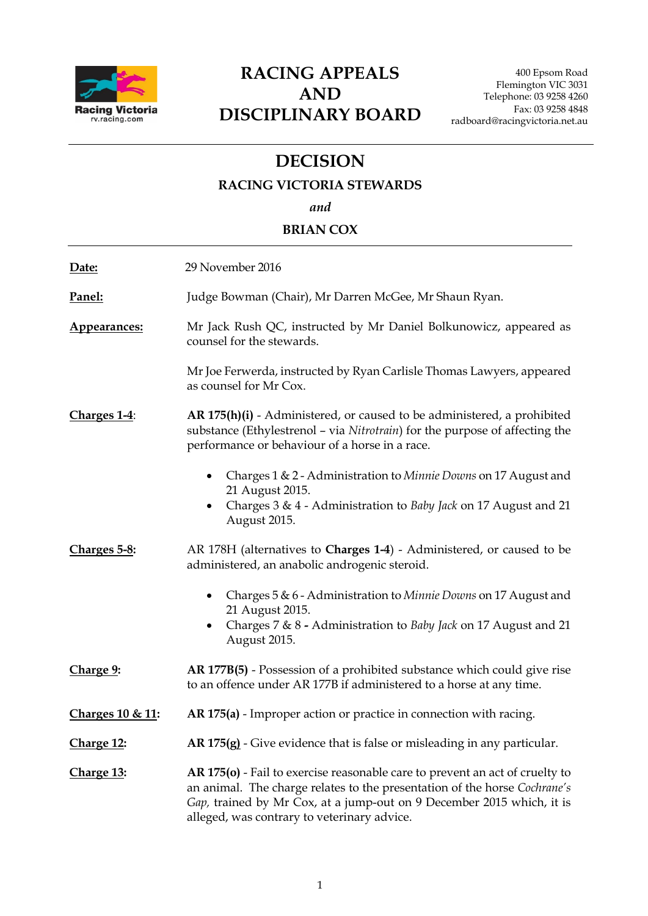# RACING APPEALS AND DISCIPLINARY BOARD

400 Epsom Road
Flemington VIC 3031
Telephone: 03 9258 4260
Fax: 03 9258 4848
radboard@racingvictoria.net.au

## DECISION

### RACING VICTORIA STEWARDS

*and*

### BRIAN COX

| | |
|---|---|
| **Date:** | 29 November 2016 |
| **Panel:** | Judge Bowman (Chair), Mr Darren McGee, Mr Shaun Ryan. |
| **Appearances:** | Mr Jack Rush QC, instructed by Mr Daniel Bolkunowicz, appeared as counsel for the stewards.<br><br>Mr Joe Ferwerda, instructed by Ryan Carlisle Thomas Lawyers, appeared as counsel for Mr Cox. |
| **Charges 1-4:** | **AR 175(h)(i)** - Administered, or caused to be administered, a prohibited substance (Ethylestrenol – via *Nitrotrain*) for the purpose of affecting the performance or behaviour of a horse in a race.<br><br>• Charges 1 & 2 - Administration to *Minnie Downs* on 17 August and 21 August 2015.<br>• Charges 3 & 4 - Administration to *Baby Jack* on 17 August and 21 August 2015. |
| **Charges 5-8:** | AR 178H (alternatives to **Charges 1-4**) - Administered, or caused to be administered, an anabolic androgenic steroid.<br><br>• Charges 5 & 6 - Administration to *Minnie Downs* on 17 August and 21 August 2015.<br>• Charges 7 & 8 **-** Administration to *Baby Jack* on 17 August and 21 August 2015. |
| **Charge 9:** | **AR 177B(5)** - Possession of a prohibited substance which could give rise to an offence under AR 177B if administered to a horse at any time. |
| **Charges 10 & 11:** | **AR 175(a)** - Improper action or practice in connection with racing. |
| **Charge 12:** | **AR 175(g)** - Give evidence that is false or misleading in any particular. |
| **Charge 13:** | **AR 175(o)** - Fail to exercise reasonable care to prevent an act of cruelty to an animal. The charge relates to the presentation of the horse *Cochrane's Gap,* trained by Mr Cox, at a jump-out on 9 December 2015 which, it is alleged, was contrary to veterinary advice. |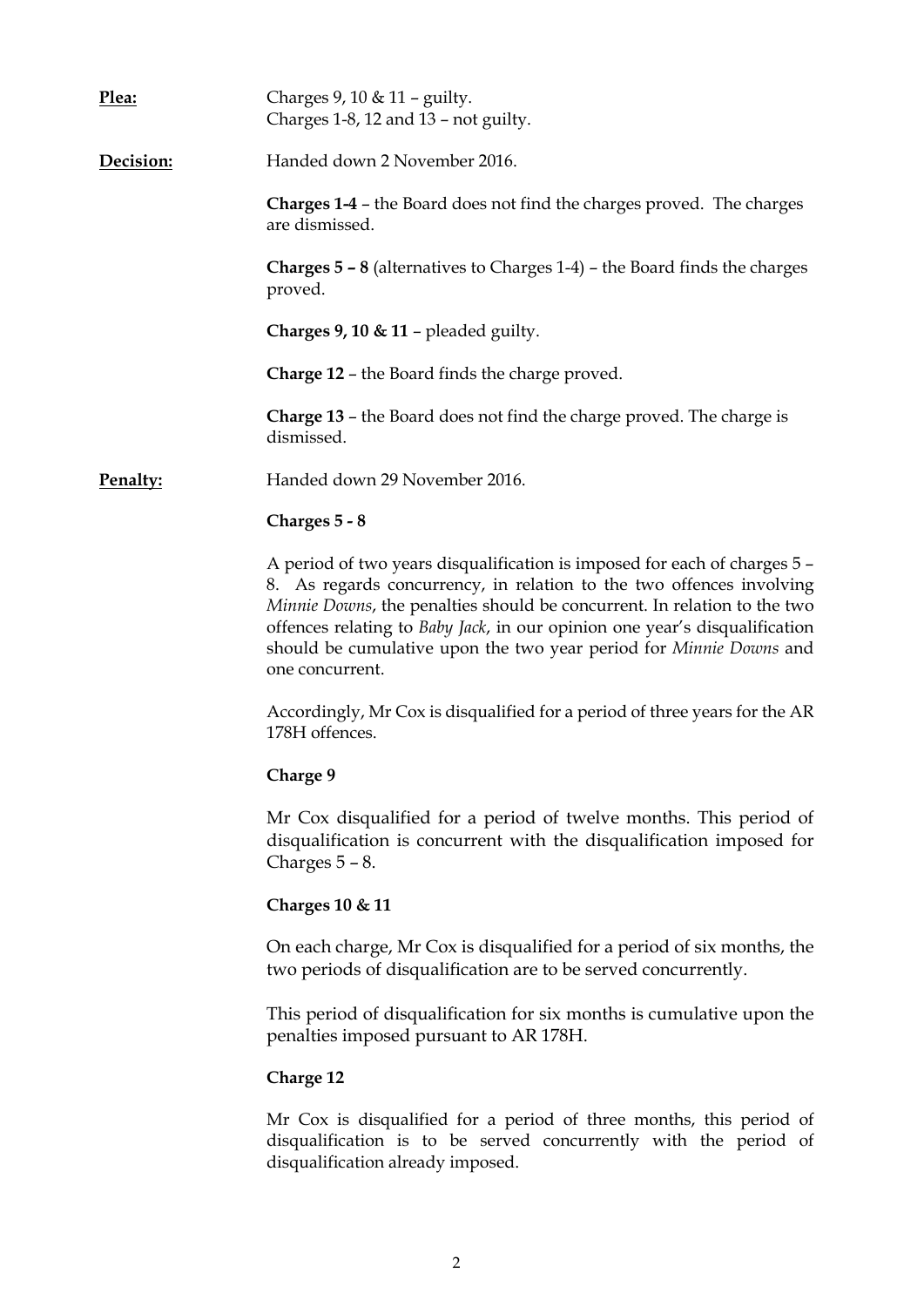**Plea:** Charges 9, 10 & 11 – guilty.
Charges 1-8, 12 and 13 – not guilty.

**Decision:** Handed down 2 November 2016.

**Charges 1-4** – the Board does not find the charges proved. The charges are dismissed.

**Charges 5 – 8** (alternatives to Charges 1-4) – the Board finds the charges proved.

**Charges 9, 10 & 11** – pleaded guilty.

**Charge 12** – the Board finds the charge proved.

**Charge 13** – the Board does not find the charge proved. The charge is dismissed.

**Penalty:** Handed down 29 November 2016.

**Charges 5 - 8**

A period of two years disqualification is imposed for each of charges 5 – 8. As regards concurrency, in relation to the two offences involving *Minnie Downs*, the penalties should be concurrent. In relation to the two offences relating to *Baby Jack*, in our opinion one year's disqualification should be cumulative upon the two year period for *Minnie Downs* and one concurrent.

Accordingly, Mr Cox is disqualified for a period of three years for the AR 178H offences.

**Charge 9**

Mr Cox disqualified for a period of twelve months. This period of disqualification is concurrent with the disqualification imposed for Charges 5 – 8.

**Charges 10 & 11**

On each charge, Mr Cox is disqualified for a period of six months, the two periods of disqualification are to be served concurrently.

This period of disqualification for six months is cumulative upon the penalties imposed pursuant to AR 178H.

**Charge 12**

Mr Cox is disqualified for a period of three months, this period of disqualification is to be served concurrently with the period of disqualification already imposed.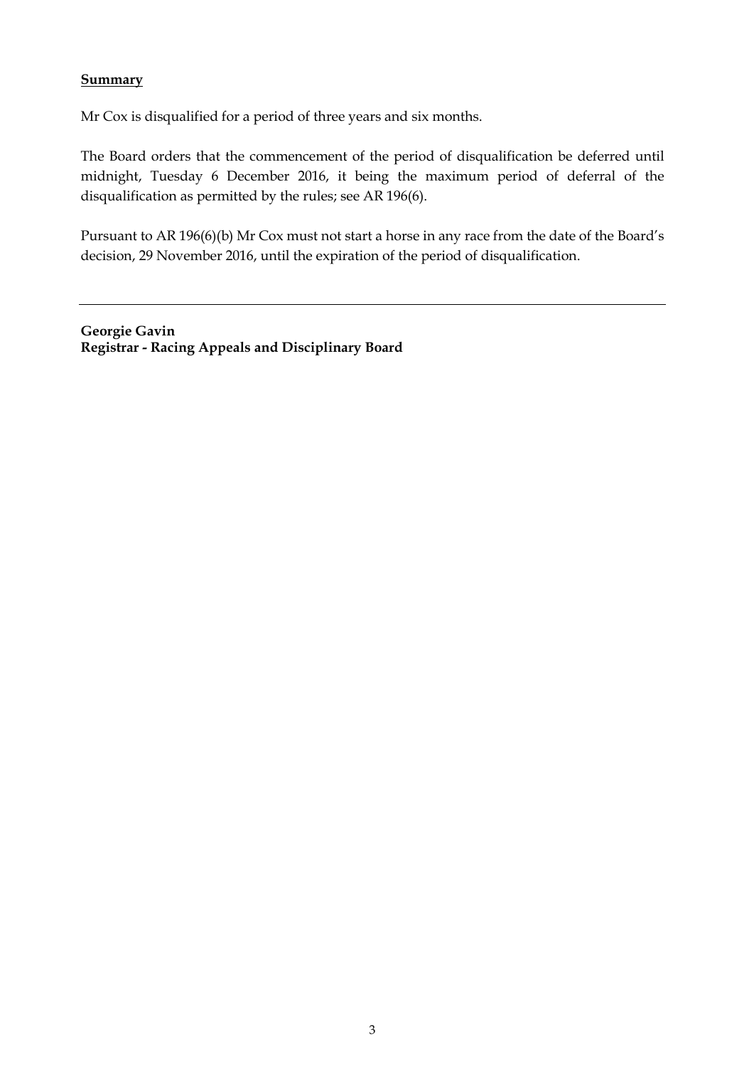**Summary**

Mr Cox is disqualified for a period of three years and six months.

The Board orders that the commencement of the period of disqualification be deferred until midnight, Tuesday 6 December 2016, it being the maximum period of deferral of the disqualification as permitted by the rules; see AR 196(6).

Pursuant to AR 196(6)(b) Mr Cox must not start a horse in any race from the date of the Board's decision, 29 November 2016, until the expiration of the period of disqualification.

---

**Georgie Gavin**
**Registrar - Racing Appeals and Disciplinary Board**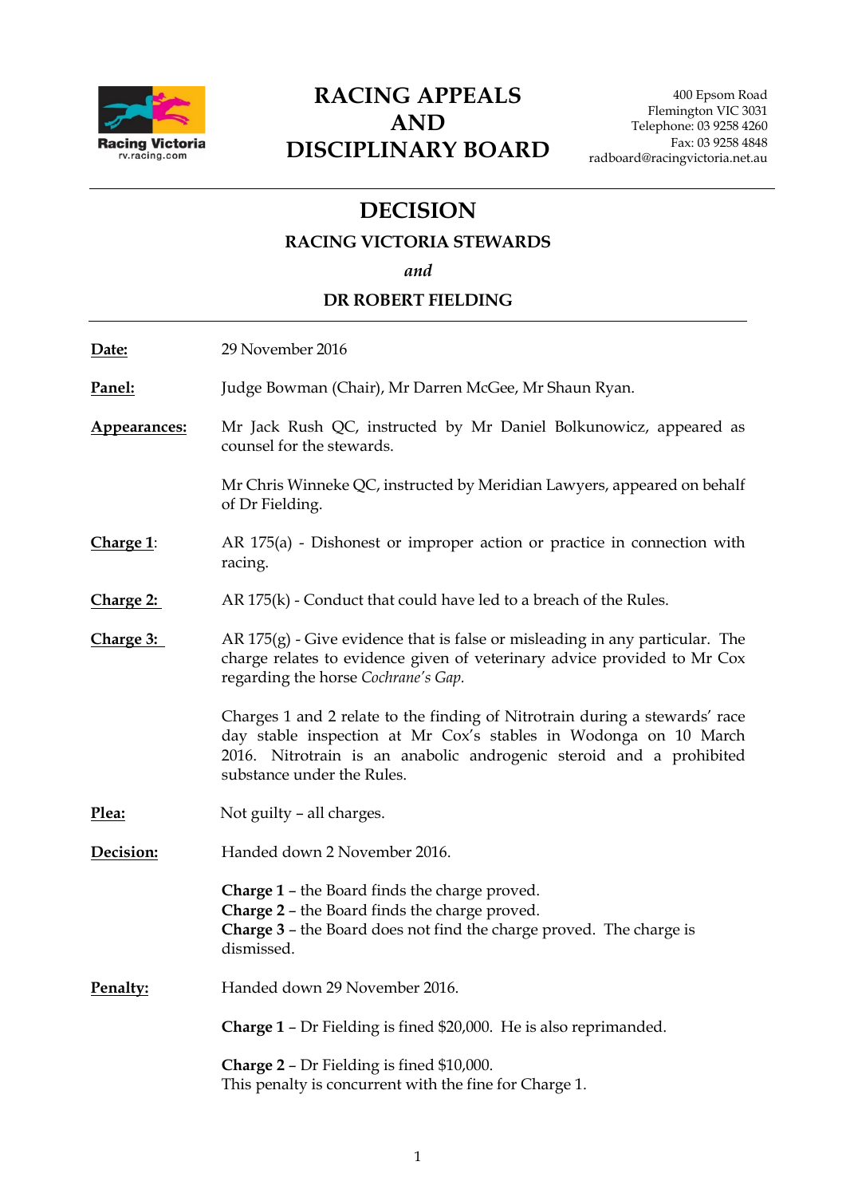# RACING APPEALS AND DISCIPLINARY BOARD

Racing Victoria
rv.racing.com

400 Epsom Road
Flemington VIC 3031
Telephone: 03 9258 4260
Fax: 03 9258 4848
radboard@racingvictoria.net.au

---

## DECISION

### RACING VICTORIA STEWARDS

*and*

### DR ROBERT FIELDING

---

**Date:** 29 November 2016

**Panel:** Judge Bowman (Chair), Mr Darren McGee, Mr Shaun Ryan.

**Appearances:** Mr Jack Rush QC, instructed by Mr Daniel Bolkunowicz, appeared as counsel for the stewards.

Mr Chris Winneke QC, instructed by Meridian Lawyers, appeared on behalf of Dr Fielding.

**Charge 1:** AR 175(a) - Dishonest or improper action or practice in connection with racing.

**Charge 2:** AR 175(k) - Conduct that could have led to a breach of the Rules.

**Charge 3:** AR 175(g) - Give evidence that is false or misleading in any particular. The charge relates to evidence given of veterinary advice provided to Mr Cox regarding the horse *Cochrane's Gap.*

Charges 1 and 2 relate to the finding of Nitrotrain during a stewards' race day stable inspection at Mr Cox's stables in Wodonga on 10 March 2016. Nitrotrain is an anabolic androgenic steroid and a prohibited substance under the Rules.

**Plea:** Not guilty – all charges.

**Decision:** Handed down 2 November 2016.

**Charge 1** – the Board finds the charge proved.
**Charge 2** – the Board finds the charge proved.
**Charge 3** – the Board does not find the charge proved. The charge is dismissed.

**Penalty:** Handed down 29 November 2016.

**Charge 1** – Dr Fielding is fined $20,000. He is also reprimanded.

**Charge 2** – Dr Fielding is fined $10,000.
This penalty is concurrent with the fine for Charge 1.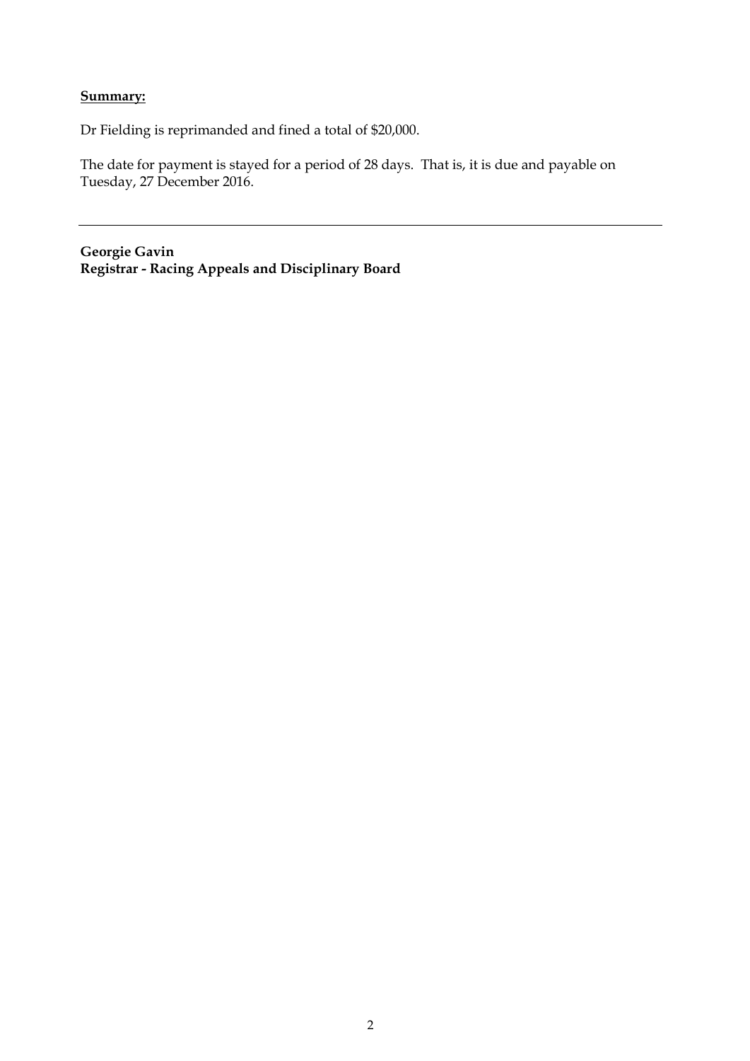**<u>Summary:</u>**

Dr Fielding is reprimanded and fined a total of $20,000.

The date for payment is stayed for a period of 28 days. That is, it is due and payable on Tuesday, 27 December 2016.

---

**Georgie Gavin**
**Registrar - Racing Appeals and Disciplinary Board**